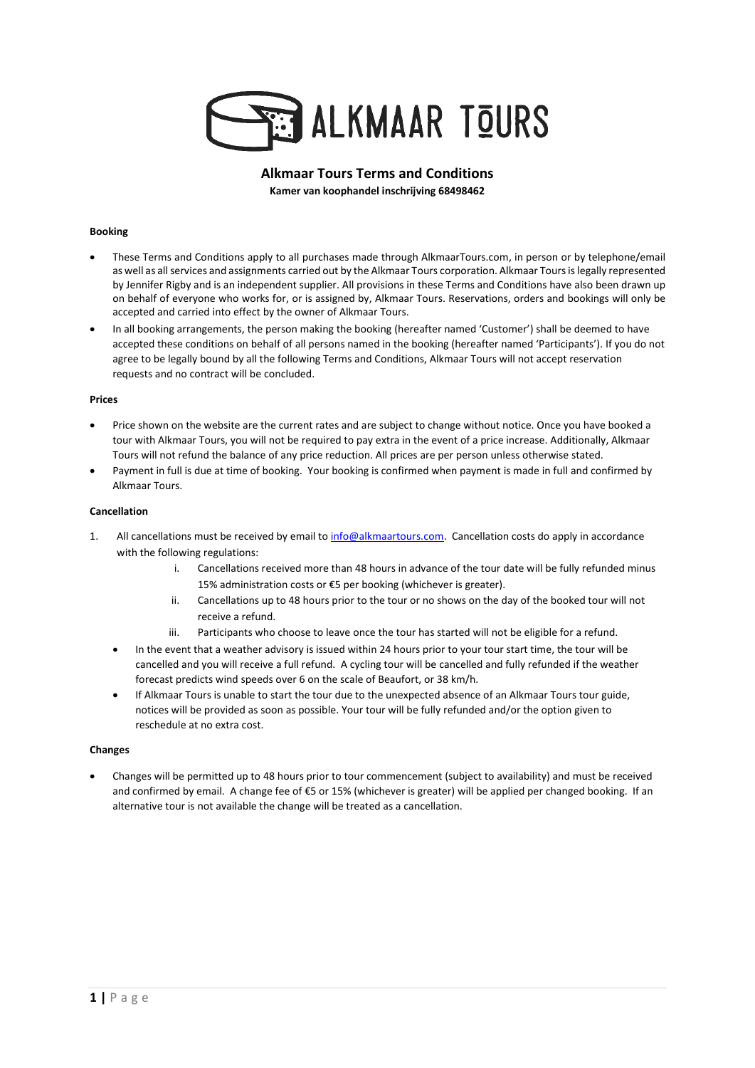ALKMAAR TOURS

# Alkmaar Tours Terms and Conditions

**Kamer van koophandel inschrijving 68498462**

**Booking**

- These Terms and Conditions apply to all purchases made through AlkmaarTours.com, in person or by telephone/email as well as all services and assignments carried out by the Alkmaar Tours corporation. Alkmaar Tours is legally represented by Jennifer Rigby and is an independent supplier. All provisions in these Terms and Conditions have also been drawn up on behalf of everyone who works for, or is assigned by, Alkmaar Tours. Reservations, orders and bookings will only be accepted and carried into effect by the owner of Alkmaar Tours.
- In all booking arrangements, the person making the booking (hereafter named 'Customer') shall be deemed to have accepted these conditions on behalf of all persons named in the booking (hereafter named 'Participants'). If you do not agree to be legally bound by all the following Terms and Conditions, Alkmaar Tours will not accept reservation requests and no contract will be concluded.

**Prices**

- Price shown on the website are the current rates and are subject to change without notice. Once you have booked a tour with Alkmaar Tours, you will not be required to pay extra in the event of a price increase. Additionally, Alkmaar Tours will not refund the balance of any price reduction. All prices are per person unless otherwise stated.
- Payment in full is due at time of booking. Your booking is confirmed when payment is made in full and confirmed by Alkmaar Tours.

**Cancellation**

1. All cancellations must be received by email to info@alkmaartours.com. Cancellation costs do apply in accordance with the following regulations:
   i. Cancellations received more than 48 hours in advance of the tour date will be fully refunded minus 15% administration costs or €5 per booking (whichever is greater).
   ii. Cancellations up to 48 hours prior to the tour or no shows on the day of the booked tour will not receive a refund.
   iii. Participants who choose to leave once the tour has started will not be eligible for a refund.
   - In the event that a weather advisory is issued within 24 hours prior to your tour start time, the tour will be cancelled and you will receive a full refund. A cycling tour will be cancelled and fully refunded if the weather forecast predicts wind speeds over 6 on the scale of Beaufort, or 38 km/h.
   - If Alkmaar Tours is unable to start the tour due to the unexpected absence of an Alkmaar Tours tour guide, notices will be provided as soon as possible. Your tour will be fully refunded and/or the option given to reschedule at no extra cost.

**Changes**

- Changes will be permitted up to 48 hours prior to tour commencement (subject to availability) and must be received and confirmed by email. A change fee of €5 or 15% (whichever is greater) will be applied per changed booking. If an alternative tour is not available the change will be treated as a cancellation.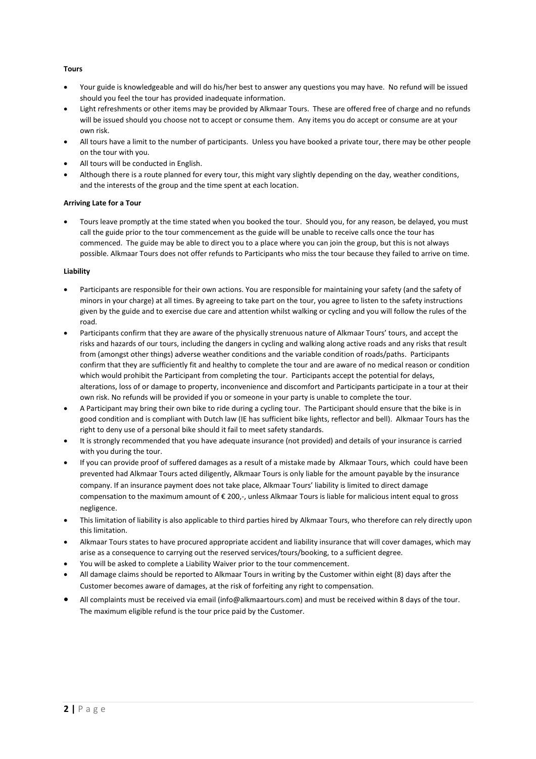**Tours**

- Your guide is knowledgeable and will do his/her best to answer any questions you may have. No refund will be issued should you feel the tour has provided inadequate information.
- Light refreshments or other items may be provided by Alkmaar Tours. These are offered free of charge and no refunds will be issued should you choose not to accept or consume them. Any items you do accept or consume are at your own risk.
- All tours have a limit to the number of participants. Unless you have booked a private tour, there may be other people on the tour with you.
- All tours will be conducted in English.
- Although there is a route planned for every tour, this might vary slightly depending on the day, weather conditions, and the interests of the group and the time spent at each location.

**Arriving Late for a Tour**

- Tours leave promptly at the time stated when you booked the tour. Should you, for any reason, be delayed, you must call the guide prior to the tour commencement as the guide will be unable to receive calls once the tour has commenced. The guide may be able to direct you to a place where you can join the group, but this is not always possible. Alkmaar Tours does not offer refunds to Participants who miss the tour because they failed to arrive on time.

**Liability**

- Participants are responsible for their own actions. You are responsible for maintaining your safety (and the safety of minors in your charge) at all times. By agreeing to take part on the tour, you agree to listen to the safety instructions given by the guide and to exercise due care and attention whilst walking or cycling and you will follow the rules of the road.
- Participants confirm that they are aware of the physically strenuous nature of Alkmaar Tours' tours, and accept the risks and hazards of our tours, including the dangers in cycling and walking along active roads and any risks that result from (amongst other things) adverse weather conditions and the variable condition of roads/paths. Participants confirm that they are sufficiently fit and healthy to complete the tour and are aware of no medical reason or condition which would prohibit the Participant from completing the tour. Participants accept the potential for delays, alterations, loss of or damage to property, inconvenience and discomfort and Participants participate in a tour at their own risk. No refunds will be provided if you or someone in your party is unable to complete the tour.
- A Participant may bring their own bike to ride during a cycling tour. The Participant should ensure that the bike is in good condition and is compliant with Dutch law (IE has sufficient bike lights, reflector and bell). Alkmaar Tours has the right to deny use of a personal bike should it fail to meet safety standards.
- It is strongly recommended that you have adequate insurance (not provided) and details of your insurance is carried with you during the tour.
- If you can provide proof of suffered damages as a result of a mistake made by Alkmaar Tours, which could have been prevented had Alkmaar Tours acted diligently, Alkmaar Tours is only liable for the amount payable by the insurance company. If an insurance payment does not take place, Alkmaar Tours' liability is limited to direct damage compensation to the maximum amount of € 200,-, unless Alkmaar Tours is liable for malicious intent equal to gross negligence.
- This limitation of liability is also applicable to third parties hired by Alkmaar Tours, who therefore can rely directly upon this limitation.
- Alkmaar Tours states to have procured appropriate accident and liability insurance that will cover damages, which may arise as a consequence to carrying out the reserved services/tours/booking, to a sufficient degree.
- You will be asked to complete a Liability Waiver prior to the tour commencement.
- All damage claims should be reported to Alkmaar Tours in writing by the Customer within eight (8) days after the Customer becomes aware of damages, at the risk of forfeiting any right to compensation.
- All complaints must be received via email (info@alkmaartours.com) and must be received within 8 days of the tour. The maximum eligible refund is the tour price paid by the Customer.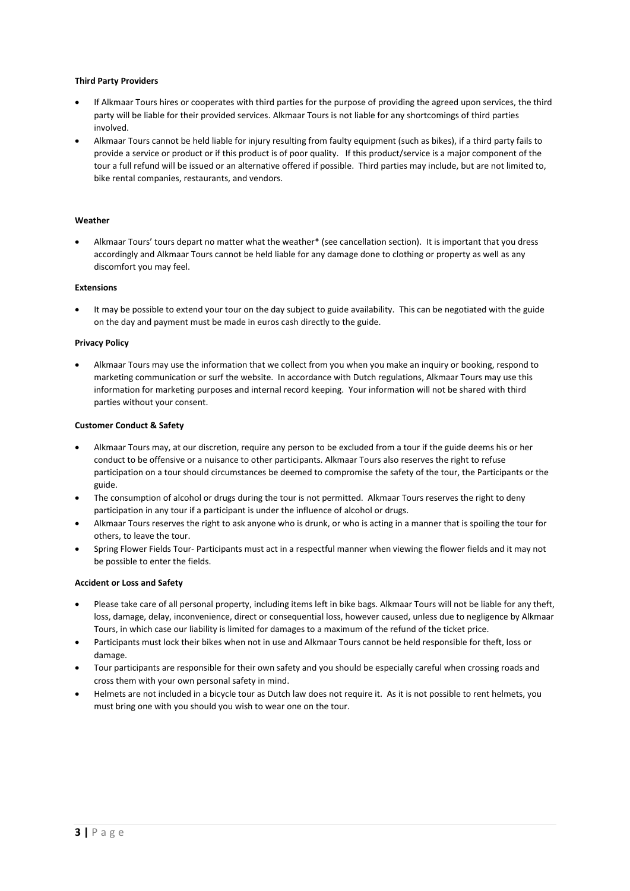**Third Party Providers**

- If Alkmaar Tours hires or cooperates with third parties for the purpose of providing the agreed upon services, the third party will be liable for their provided services. Alkmaar Tours is not liable for any shortcomings of third parties involved.
- Alkmaar Tours cannot be held liable for injury resulting from faulty equipment (such as bikes), if a third party fails to provide a service or product or if this product is of poor quality. If this product/service is a major component of the tour a full refund will be issued or an alternative offered if possible. Third parties may include, but are not limited to, bike rental companies, restaurants, and vendors.

**Weather**

- Alkmaar Tours' tours depart no matter what the weather* (see cancellation section). It is important that you dress accordingly and Alkmaar Tours cannot be held liable for any damage done to clothing or property as well as any discomfort you may feel.

**Extensions**

- It may be possible to extend your tour on the day subject to guide availability. This can be negotiated with the guide on the day and payment must be made in euros cash directly to the guide.

**Privacy Policy**

- Alkmaar Tours may use the information that we collect from you when you make an inquiry or booking, respond to marketing communication or surf the website. In accordance with Dutch regulations, Alkmaar Tours may use this information for marketing purposes and internal record keeping. Your information will not be shared with third parties without your consent.

**Customer Conduct & Safety**

- Alkmaar Tours may, at our discretion, require any person to be excluded from a tour if the guide deems his or her conduct to be offensive or a nuisance to other participants. Alkmaar Tours also reserves the right to refuse participation on a tour should circumstances be deemed to compromise the safety of the tour, the Participants or the guide.
- The consumption of alcohol or drugs during the tour is not permitted. Alkmaar Tours reserves the right to deny participation in any tour if a participant is under the influence of alcohol or drugs.
- Alkmaar Tours reserves the right to ask anyone who is drunk, or who is acting in a manner that is spoiling the tour for others, to leave the tour.
- Spring Flower Fields Tour- Participants must act in a respectful manner when viewing the flower fields and it may not be possible to enter the fields.

**Accident or Loss and Safety**

- Please take care of all personal property, including items left in bike bags. Alkmaar Tours will not be liable for any theft, loss, damage, delay, inconvenience, direct or consequential loss, however caused, unless due to negligence by Alkmaar Tours, in which case our liability is limited for damages to a maximum of the refund of the ticket price.
- Participants must lock their bikes when not in use and Alkmaar Tours cannot be held responsible for theft, loss or damage.
- Tour participants are responsible for their own safety and you should be especially careful when crossing roads and cross them with your own personal safety in mind.
- Helmets are not included in a bicycle tour as Dutch law does not require it. As it is not possible to rent helmets, you must bring one with you should you wish to wear one on the tour.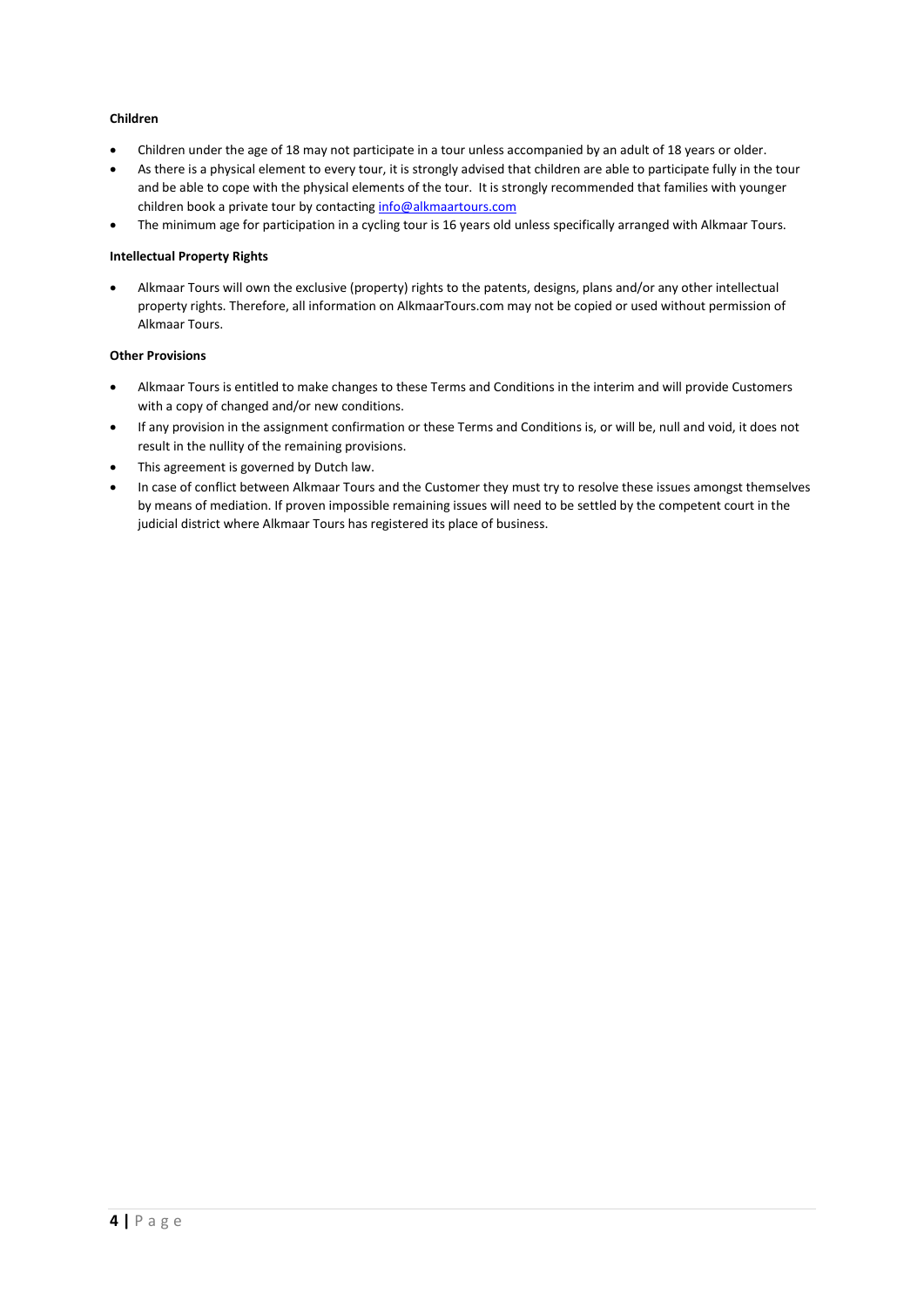**Children**

- Children under the age of 18 may not participate in a tour unless accompanied by an adult of 18 years or older.
- As there is a physical element to every tour, it is strongly advised that children are able to participate fully in the tour and be able to cope with the physical elements of the tour. It is strongly recommended that families with younger children book a private tour by contacting info@alkmaartours.com
- The minimum age for participation in a cycling tour is 16 years old unless specifically arranged with Alkmaar Tours.

**Intellectual Property Rights**

- Alkmaar Tours will own the exclusive (property) rights to the patents, designs, plans and/or any other intellectual property rights. Therefore, all information on AlkmaarTours.com may not be copied or used without permission of Alkmaar Tours.

**Other Provisions**

- Alkmaar Tours is entitled to make changes to these Terms and Conditions in the interim and will provide Customers with a copy of changed and/or new conditions.
- If any provision in the assignment confirmation or these Terms and Conditions is, or will be, null and void, it does not result in the nullity of the remaining provisions.
- This agreement is governed by Dutch law.
- In case of conflict between Alkmaar Tours and the Customer they must try to resolve these issues amongst themselves by means of mediation. If proven impossible remaining issues will need to be settled by the competent court in the judicial district where Alkmaar Tours has registered its place of business.